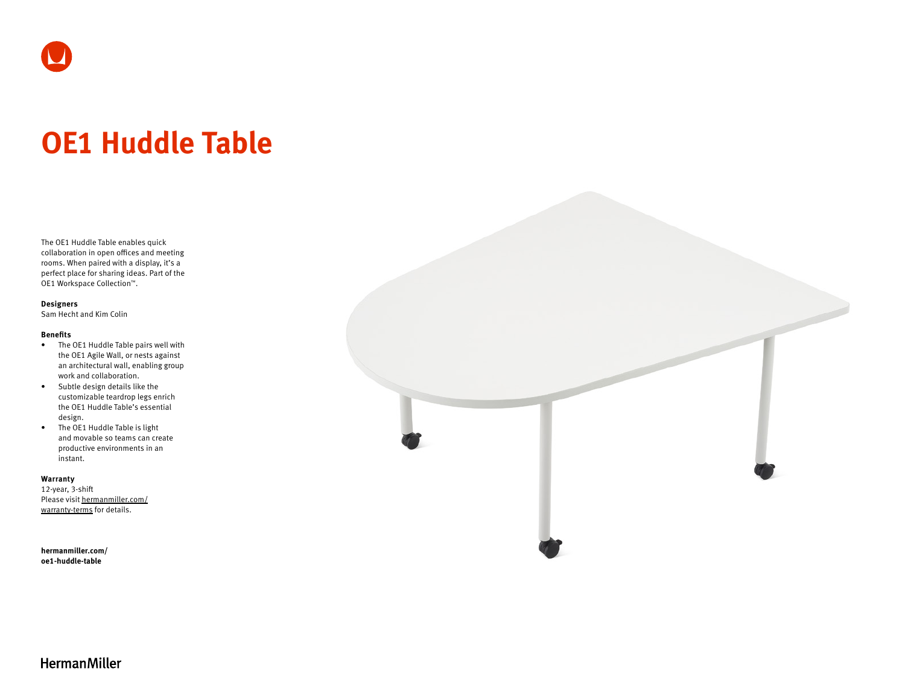# OE1 Huddle Table

The OE1 Huddle Table enables quick collaboration in open offices and meeting rooms. When paired with a display, it's a perfect place for sharing ideas. Part of the OE1 Workspace Collection™.

**Designers**
Sam Hecht and Kim Colin

**Benefits**

- The OE1 Huddle Table pairs well with the OE1 Agile Wall, or nests against an architectural wall, enabling group work and collaboration.
- Subtle design details like the customizable teardrop legs enrich the OE1 Huddle Table's essential design.
- The OE1 Huddle Table is light and movable so teams can create productive environments in an instant.

**Warranty**
12-year, 3-shift
Please visit hermanmiller.com/warranty-terms for details.

**hermanmiller.com/oe1-huddle-table**

HermanMiller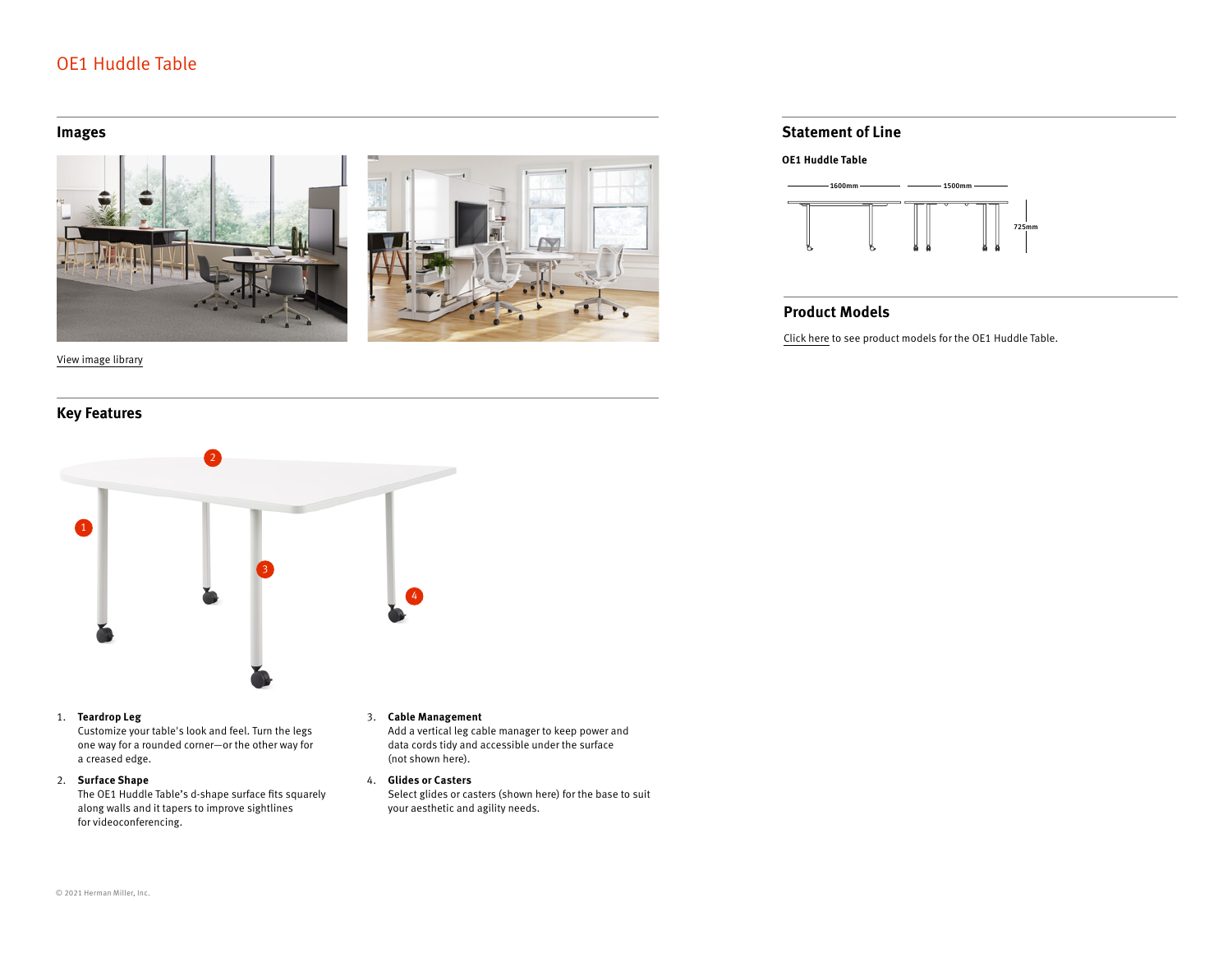# OE1 Huddle Table

## Images

View image library

## Key Features

1. **Teardrop Leg**
   Customize your table's look and feel. Turn the legs one way for a rounded corner—or the other way for a creased edge.

2. **Surface Shape**
   The OE1 Huddle Table's d-shape surface fits squarely along walls and it tapers to improve sightlines for videoconferencing.

3. **Cable Management**
   Add a vertical leg cable manager to keep power and data cords tidy and accessible under the surface (not shown here).

4. **Glides or Casters**
   Select glides or casters (shown here) for the base to suit your aesthetic and agility needs.

## Statement of Line

**OE1 Huddle Table**

1600mm

1500mm

725mm

## Product Models

Click here to see product models for the OE1 Huddle Table.